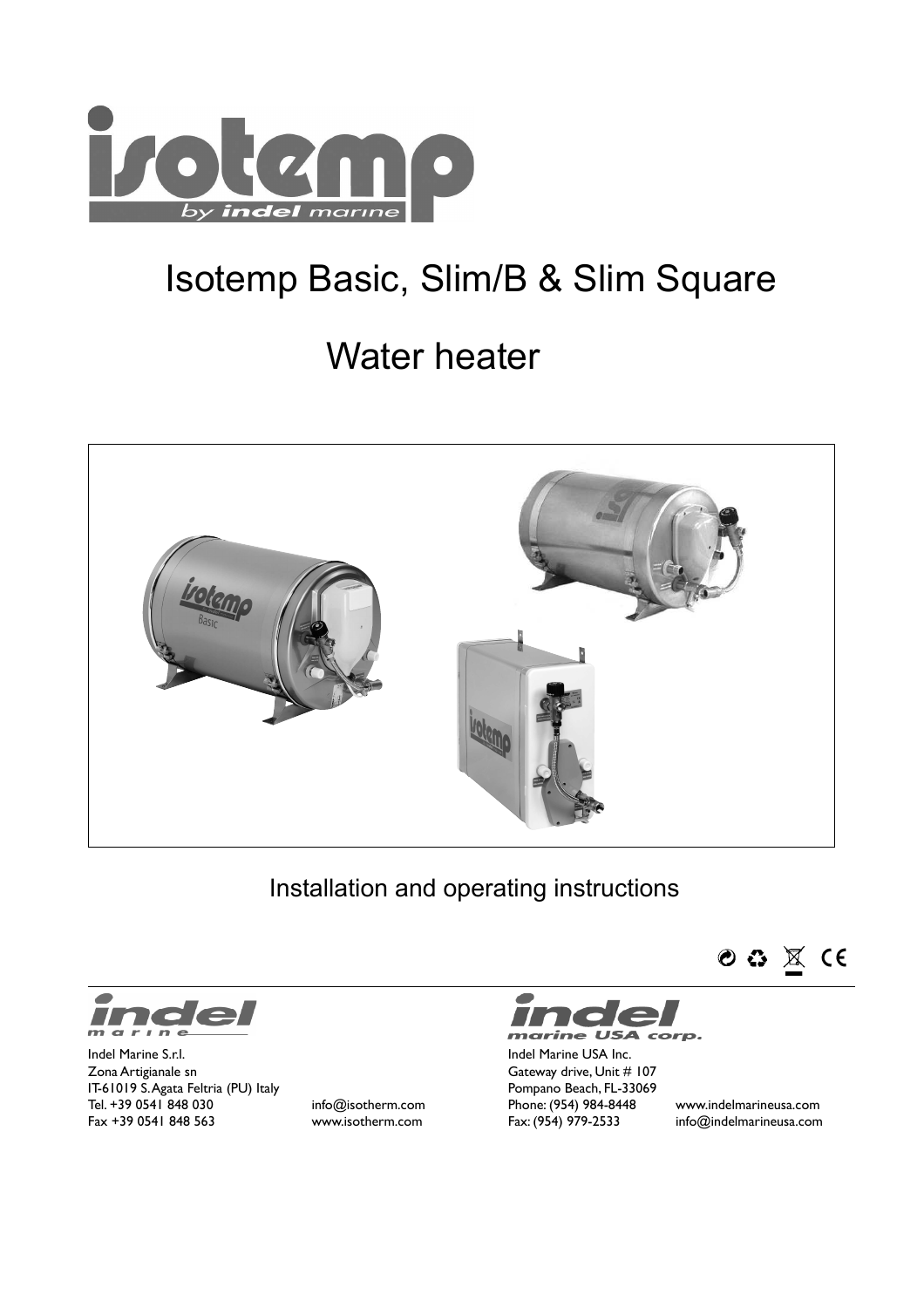# Isotemp Basic, Slim/B & Slim Square

# Water heater

Installation and operating instructions

Indel Marine S.r.l.
Zona Artigianale sn
IT-61019 S.Agata Feltria (PU) Italy
Tel. +39 0541 848 030
Fax +39 0541 848 563
info@isotherm.com
www.isotherm.com

Indel Marine USA Inc.
Gateway drive, Unit # 107
Pompano Beach, FL-33069
Phone: (954) 984-8448
Fax: (954) 979-2533
www.indelmarineusa.com
info@indelmarineusa.com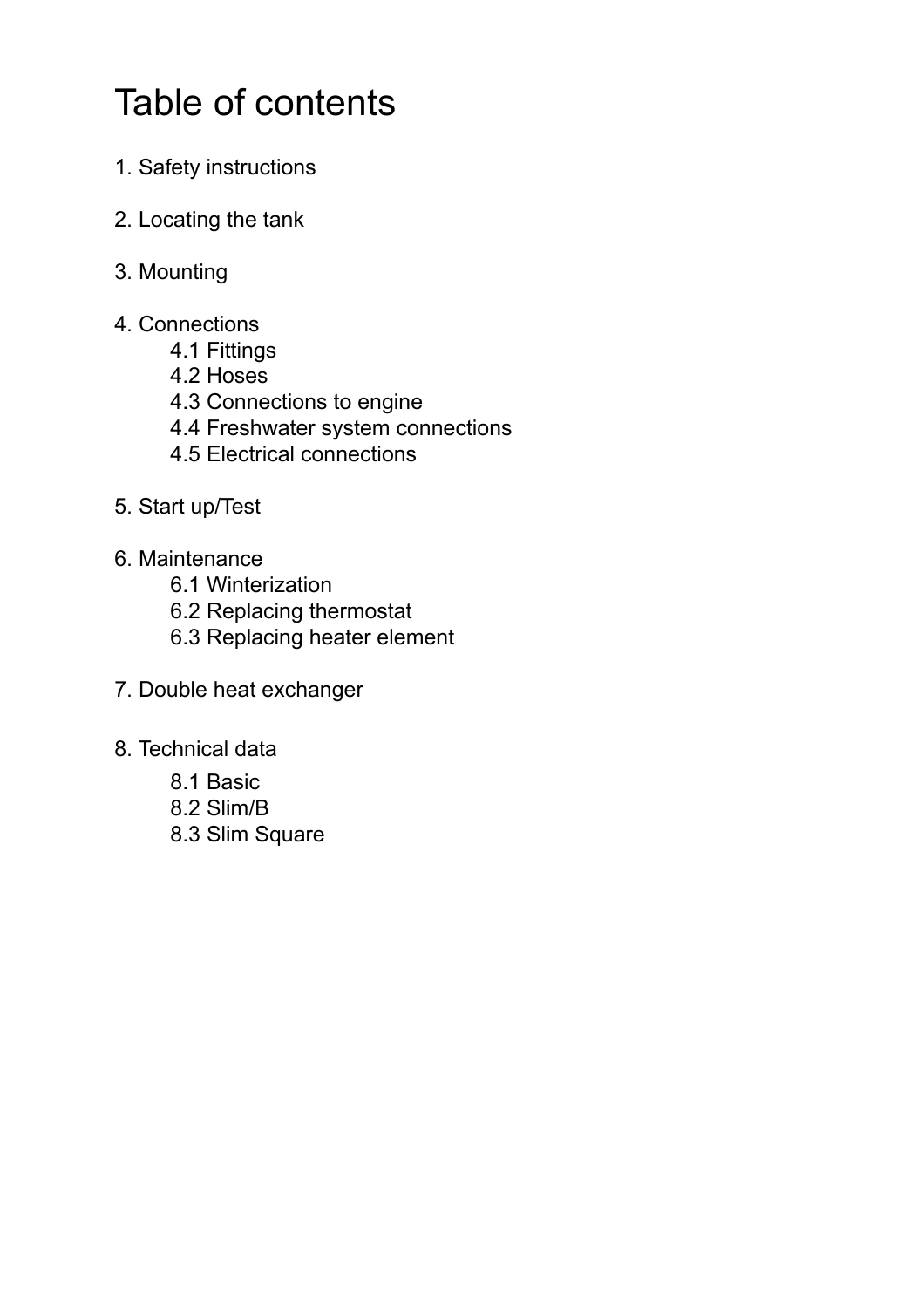# Table of contents

1. Safety instructions

2. Locating the tank

3. Mounting

4. Connections
    - 4.1 Fittings
    - 4.2 Hoses
    - 4.3 Connections to engine
    - 4.4 Freshwater system connections
    - 4.5 Electrical connections

5. Start up/Test

6. Maintenance
    - 6.1 Winterization
    - 6.2 Replacing thermostat
    - 6.3 Replacing heater element

7. Double heat exchanger

8. Technical data
    - 8.1 Basic
    - 8.2 Slim/B
    - 8.3 Slim Square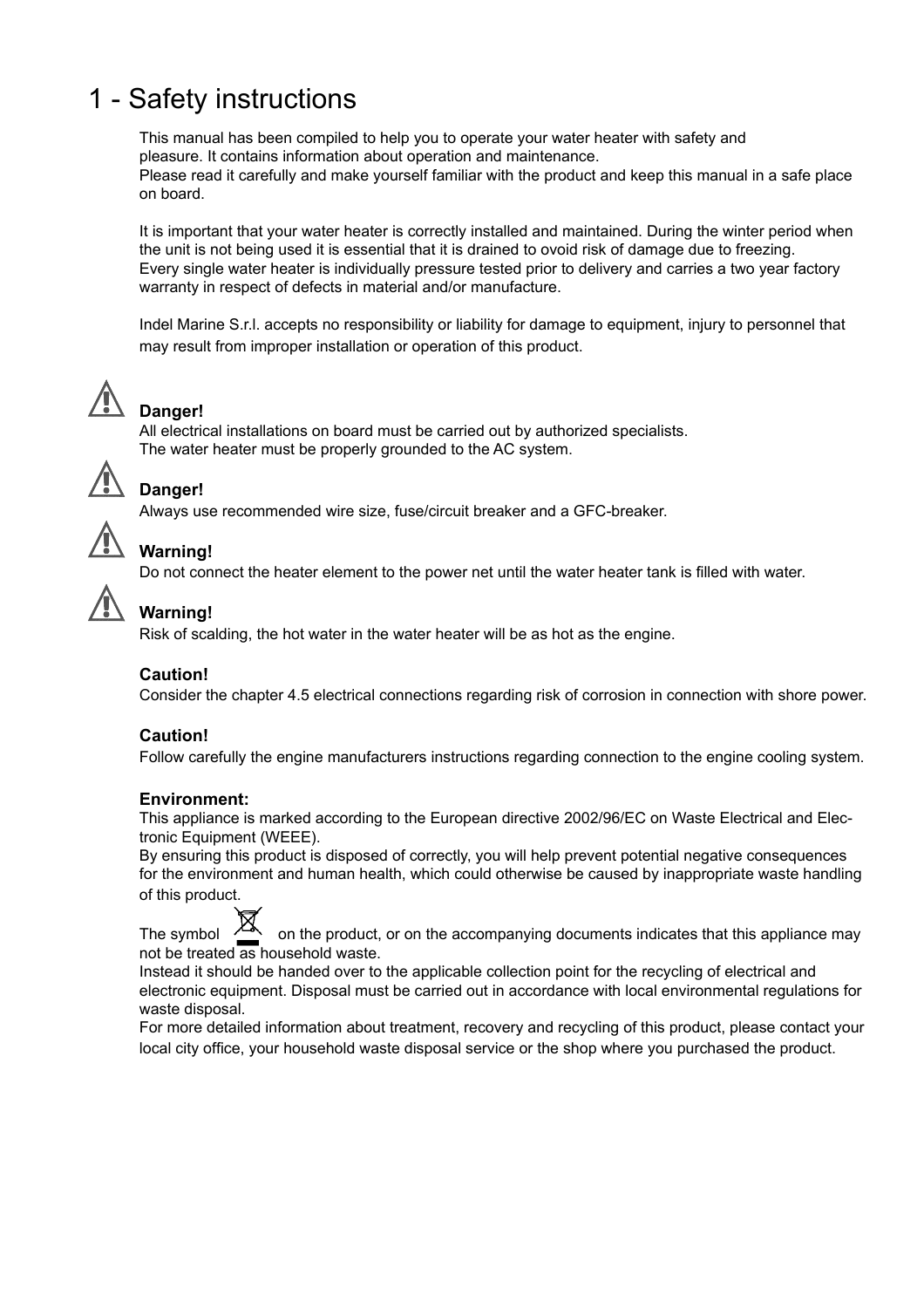# 1 - Safety instructions

This manual has been compiled to help you to operate your water heater with safety and pleasure. It contains information about operation and maintenance.
Please read it carefully and make yourself familiar with the product and keep this manual in a safe place on board.

It is important that your water heater is correctly installed and maintained. During the winter period when the unit is not being used it is essential that it is drained to ovoid risk of damage due to freezing.
Every single water heater is individually pressure tested prior to delivery and carries a two year factory warranty in respect of defects in material and/or manufacture.

Indel Marine S.r.l. accepts no responsibility or liability for damage to equipment, injury to personnel that may result from improper installation or operation of this product.

**Danger!**
All electrical installations on board must be carried out by authorized specialists.
The water heater must be properly grounded to the AC system.

**Danger!**
Always use recommended wire size, fuse/circuit breaker and a GFC-breaker.

**Warning!**
Do not connect the heater element to the power net until the water heater tank is filled with water.

**Warning!**
Risk of scalding, the hot water in the water heater will be as hot as the engine.

**Caution!**
Consider the chapter 4.5 electrical connections regarding risk of corrosion in connection with shore power.

**Caution!**
Follow carefully the engine manufacturers instructions regarding connection to the engine cooling system.

**Environment:**
This appliance is marked according to the European directive 2002/96/EC on Waste Electrical and Electronic Equipment (WEEE).
By ensuring this product is disposed of correctly, you will help prevent potential negative consequences for the environment and human health, which could otherwise be caused by inappropriate waste handling of this product.
The symbol on the product, or on the accompanying documents indicates that this appliance may not be treated as household waste.
Instead it should be handed over to the applicable collection point for the recycling of electrical and electronic equipment. Disposal must be carried out in accordance with local environmental regulations for waste disposal.
For more detailed information about treatment, recovery and recycling of this product, please contact your local city office, your household waste disposal service or the shop where you purchased the product.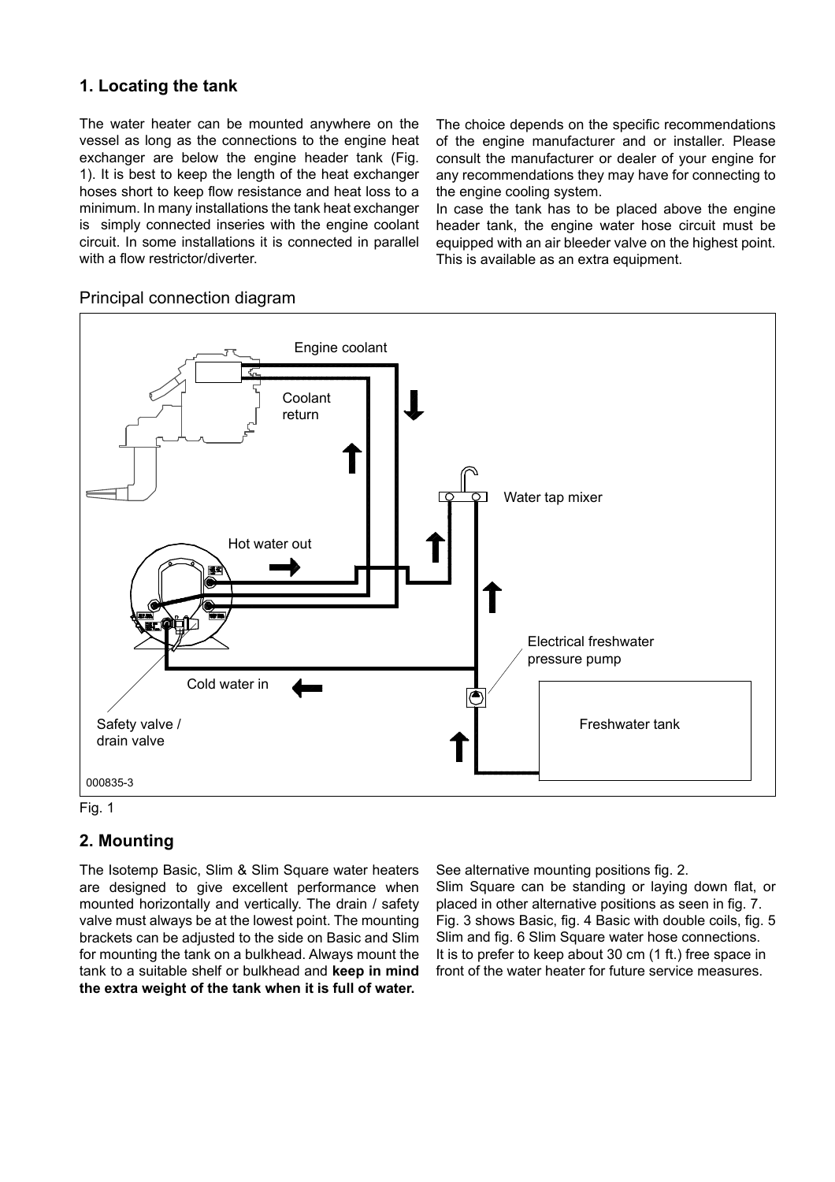## 1. Locating the tank

The water heater can be mounted anywhere on the vessel as long as the connections to the engine heat exchanger are below the engine header tank (Fig. 1). It is best to keep the length of the heat exchanger hoses short to keep flow resistance and heat loss to a minimum. In many installations the tank heat exchanger is simply connected inseries with the engine coolant circuit. In some installations it is connected in parallel with a flow restrictor/diverter.

The choice depends on the specific recommendations of the engine manufacturer and or installer. Please consult the manufacturer or dealer of your engine for any recommendations they may have for connecting to the engine cooling system.

In case the tank has to be placed above the engine header tank, the engine water hose circuit must be equipped with an air bleeder valve on the highest point. This is available as an extra equipment.

Principal connection diagram

Engine coolant

Coolant return

Water tap mixer

Hot water out

Electrical freshwater pressure pump

Cold water in

Freshwater tank

Safety valve / drain valve

000835-3

Fig. 1

## 2. Mounting

The Isotemp Basic, Slim & Slim Square water heaters are designed to give excellent performance when mounted horizontally and vertically. The drain / safety valve must always be at the lowest point. The mounting brackets can be adjusted to the side on Basic and Slim for mounting the tank on a bulkhead. Always mount the tank to a suitable shelf or bulkhead and **keep in mind the extra weight of the tank when it is full of water.**

See alternative mounting positions fig. 2.

Slim Square can be standing or laying down flat, or placed in other alternative positions as seen in fig. 7.

Fig. 3 shows Basic, fig. 4 Basic with double coils, fig. 5 Slim and fig. 6 Slim Square water hose connections.

It is to prefer to keep about 30 cm (1 ft.) free space in front of the water heater for future service measures.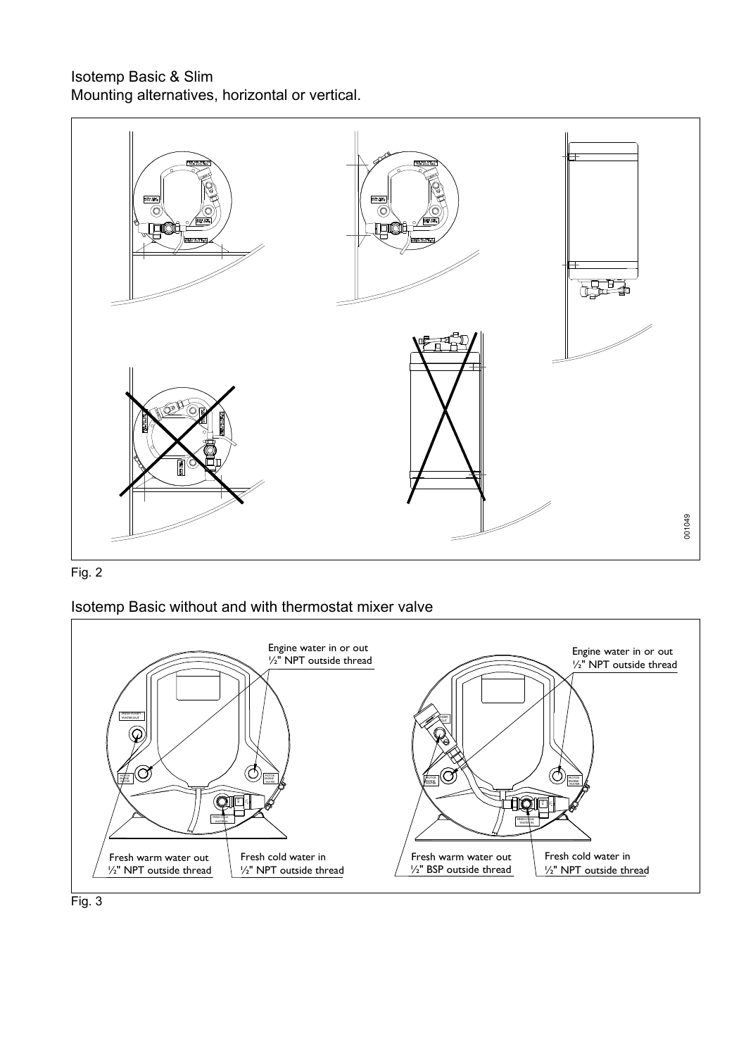Isotemp Basic & Slim
Mounting alternatives, horizontal or vertical.

001049

Fig. 2

Isotemp Basic without and with thermostat mixer valve

Engine water in or out
½" NPT outside thread

Fresh warm water out
½" NPT outside thread

Fresh cold water in
½" NPT outside thread

Engine water in or out
½" NPT outside thread

Fresh warm water out
½" BSP outside thread

Fresh cold water in
½" NPT outside thread

Fig. 3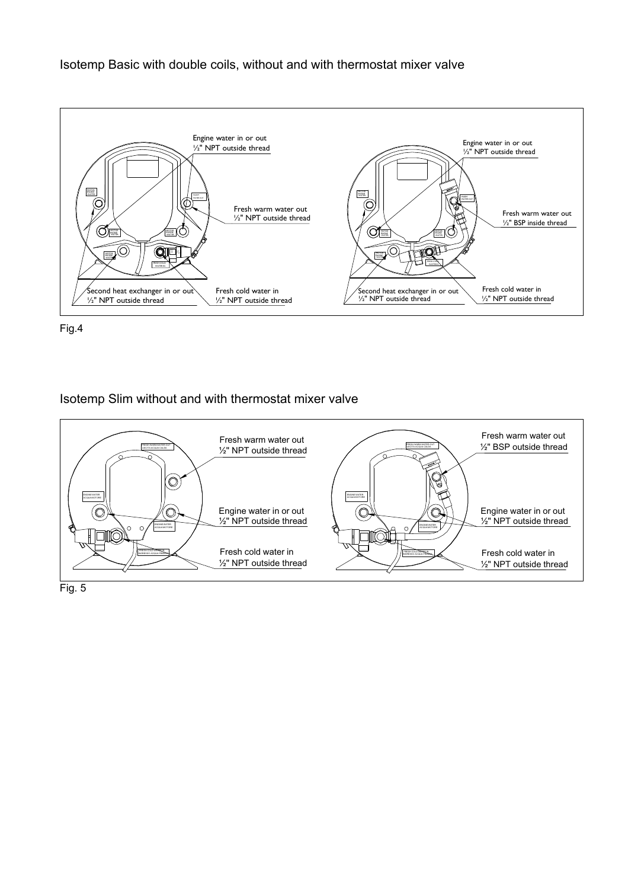## Isotemp Basic with double coils, without and with thermostat mixer valve

Engine water in or out
½" NPT outside thread

Fresh warm water out
½" NPT outside thread

Second heat exchanger in or out
½" NPT outside thread

Fresh cold water in
½" NPT outside thread

Engine water in or out
½" NPT outside thread

Fresh warm water out
½" BSP inside thread

Second heat exchanger in or out
½" NPT outside thread

Fresh cold water in
½" NPT outside thread

Fig.4

## Isotemp Slim without and with thermostat mixer valve

Fresh warm water out
½" NPT outside thread

Engine water in or out
½" NPT outside thread

Fresh cold water in
½" NPT outside thread

Fresh warm water out
½" BSP outside thread

Engine water in or out
½" NPT outside thread

Fresh cold water in
½" NPT outside thread

Fig. 5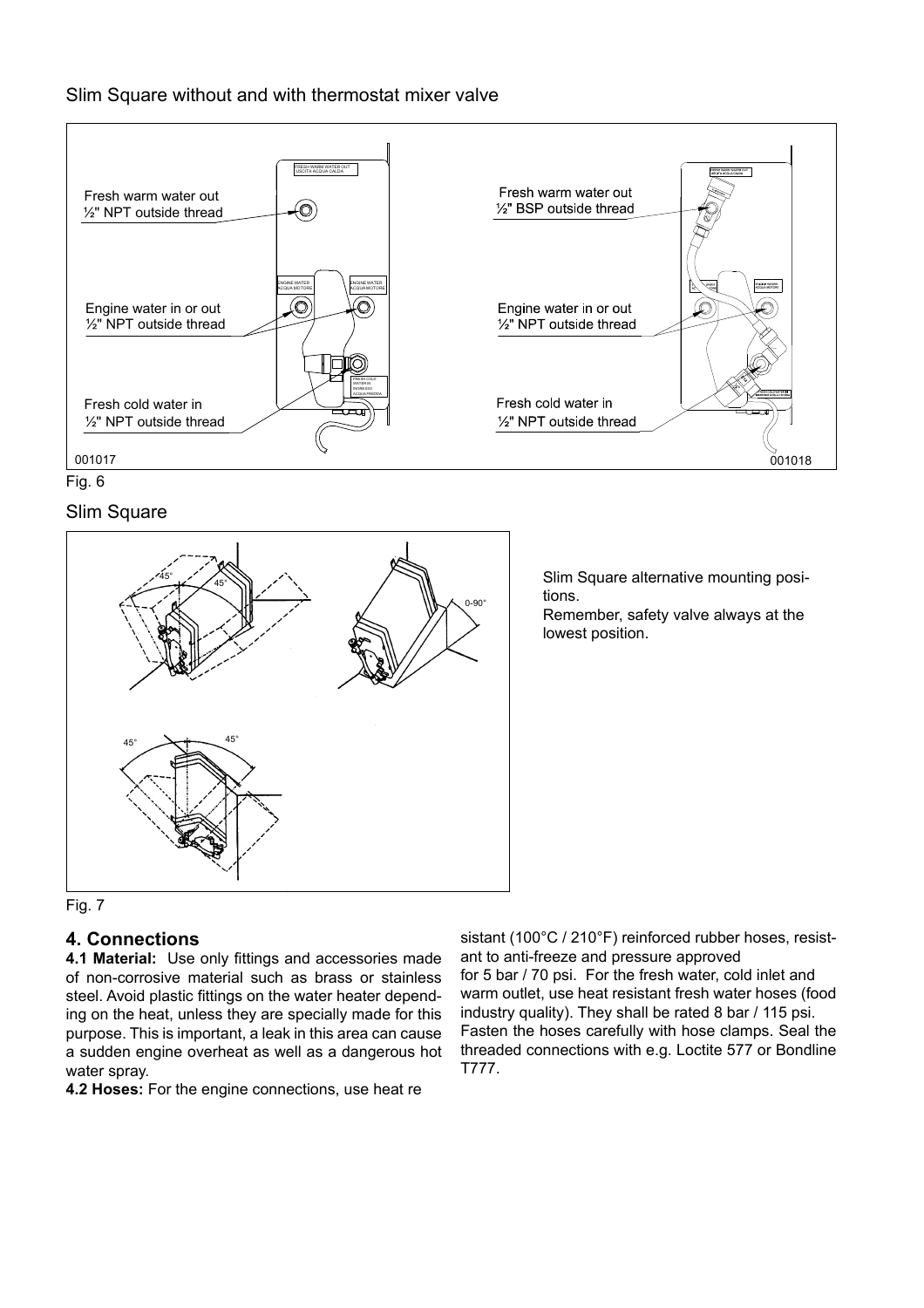Slim Square without and with thermostat mixer valve

Fresh warm water out
½" NPT outside thread

Engine water in or out
½" NPT outside thread

Fresh cold water in
½" NPT outside thread

001017

Fresh warm water out
½" BSP outside thread

Engine water in or out
½" NPT outside thread

Fresh cold water in
½" NPT outside thread

001018

Fig. 6

Slim Square

Slim Square alternative mounting positions.
Remember, safety valve always at the lowest position.

Fig. 7

## 4. Connections

**4.1 Material:** Use only fittings and accessories made of non-corrosive material such as brass or stainless steel. Avoid plastic fittings on the water heater depending on the heat, unless they are specially made for this purpose. This is important, a leak in this area can cause a sudden engine overheat as well as a dangerous hot water spray.

**4.2 Hoses:** For the engine connections, use heat resistant (100°C / 210°F) reinforced rubber hoses, resistant to anti-freeze and pressure approved for 5 bar / 70 psi. For the fresh water, cold inlet and warm outlet, use heat resistant fresh water hoses (food industry quality). They shall be rated 8 bar / 115 psi. Fasten the hoses carefully with hose clamps. Seal the threaded connections with e.g. Loctite 577 or Bondline T777.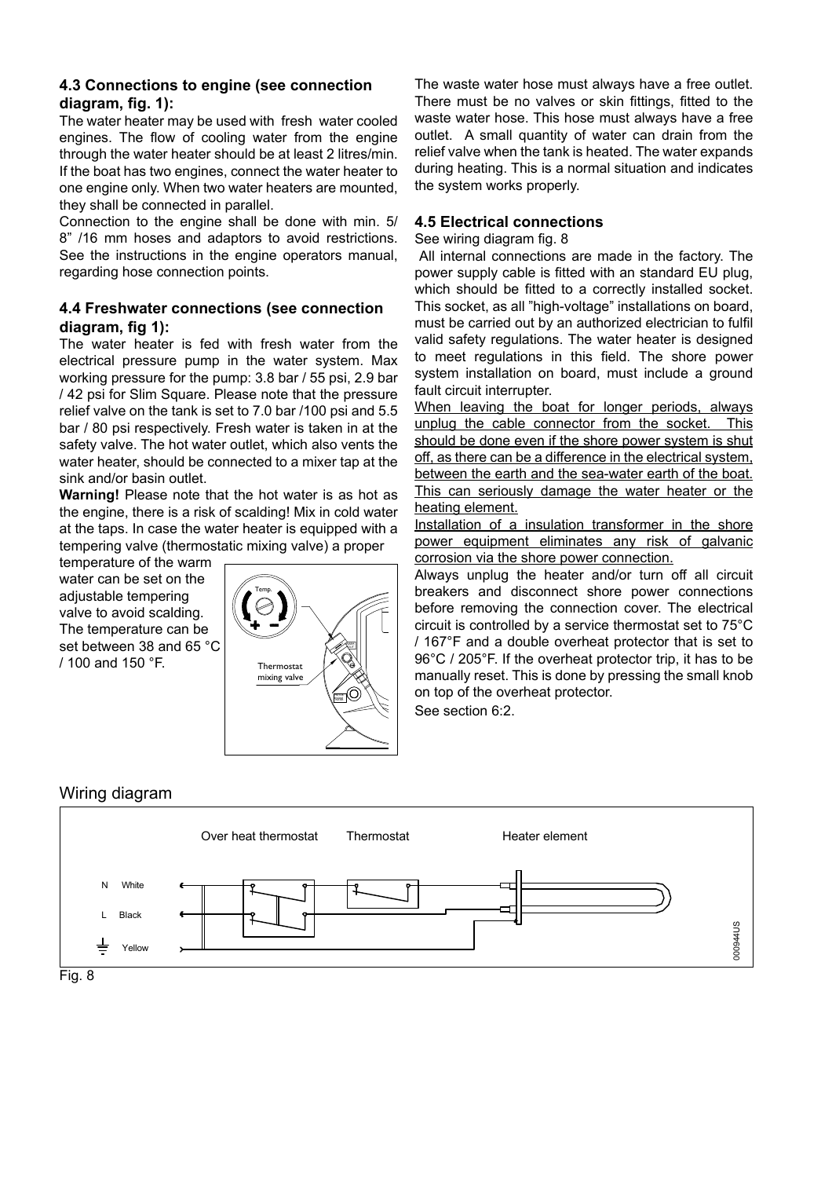### 4.3 Connections to engine (see connection diagram, fig. 1):

The water heater may be used with fresh water cooled engines. The flow of cooling water from the engine through the water heater should be at least 2 litres/min. If the boat has two engines, connect the water heater to one engine only. When two water heaters are mounted, they shall be connected in parallel.

Connection to the engine shall be done with min. 5/8" /16 mm hoses and adaptors to avoid restrictions. See the instructions in the engine operators manual, regarding hose connection points.

### 4.4 Freshwater connections (see connection diagram, fig 1):

The water heater is fed with fresh water from the electrical pressure pump in the water system. Max working pressure for the pump: 3.8 bar / 55 psi, 2.9 bar / 42 psi for Slim Square. Please note that the pressure relief valve on the tank is set to 7.0 bar /100 psi and 5.5 bar / 80 psi respectively. Fresh water is taken in at the safety valve. The hot water outlet, which also vents the water heater, should be connected to a mixer tap at the sink and/or basin outlet.

**Warning!** Please note that the hot water is as hot as the engine, there is a risk of scalding! Mix in cold water at the taps. In case the water heater is equipped with a tempering valve (thermostatic mixing valve) a proper temperature of the warm water can be set on the adjustable tempering valve to avoid scalding. The temperature can be set between 38 and 65 °C / 100 and 150 °F.

Temp.

Thermostat mixing valve

The waste water hose must always have a free outlet. There must be no valves or skin fittings, fitted to the waste water hose. This hose must always have a free outlet. A small quantity of water can drain from the relief valve when the tank is heated. The water expands during heating. This is a normal situation and indicates the system works properly.

### 4.5 Electrical connections

See wiring diagram fig. 8

All internal connections are made in the factory. The power supply cable is fitted with an standard EU plug, which should be fitted to a correctly installed socket. This socket, as all "high-voltage" installations on board, must be carried out by an authorized electrician to fulfil valid safety regulations. The water heater is designed to meet regulations in this field. The shore power system installation on board, must include a ground fault circuit interrupter.

When leaving the boat for longer periods, always unplug the cable connector from the socket. This should be done even if the shore power system is shut off, as there can be a difference in the electrical system, between the earth and the sea-water earth of the boat. This can seriously damage the water heater or the heating element.

Installation of a insulation transformer in the shore power equipment eliminates any risk of galvanic corrosion via the shore power connection.

Always unplug the heater and/or turn off all circuit breakers and disconnect shore power connections before removing the connection cover. The electrical circuit is controlled by a service thermostat set to 75°C / 167°F and a double overheat protector that is set to 96°C / 205°F. If the overheat protector trip, it has to be manually reset. This is done by pressing the small knob on top of the overheat protector.

See section 6:2.

## Wiring diagram

Over heat thermostat | Thermostat | Heater element

N White

L Black

Yellow

000944US

Fig. 8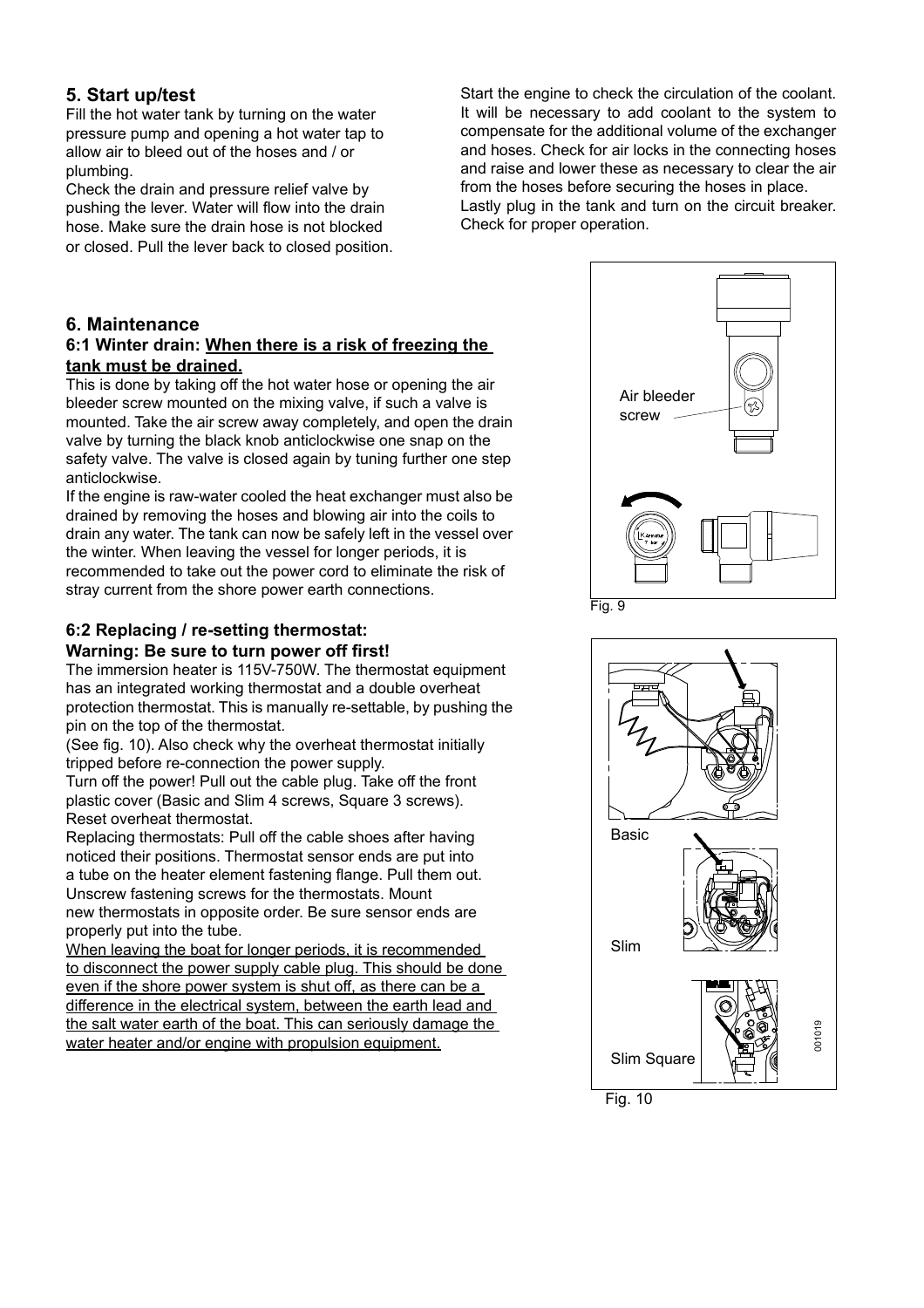## 5. Start up/test

Fill the hot water tank by turning on the water pressure pump and opening a hot water tap to allow air to bleed out of the hoses and / or plumbing.

Check the drain and pressure relief valve by pushing the lever. Water will flow into the drain hose. Make sure the drain hose is not blocked or closed. Pull the lever back to closed position.

Start the engine to check the circulation of the coolant. It will be necessary to add coolant to the system to compensate for the additional volume of the exchanger and hoses. Check for air locks in the connecting hoses and raise and lower these as necessary to clear the air from the hoses before securing the hoses in place.

Lastly plug in the tank and turn on the circuit breaker. Check for proper operation.

## 6. Maintenance

### 6:1 Winter drain: <u>When there is a risk of freezing the tank must be drained.</u>

This is done by taking off the hot water hose or opening the air bleeder screw mounted on the mixing valve, if such a valve is mounted. Take the air screw away completely, and open the drain valve by turning the black knob anticlockwise one snap on the safety valve. The valve is closed again by tuning further one step anticlockwise.

If the engine is raw-water cooled the heat exchanger must also be drained by removing the hoses and blowing air into the coils to drain any water. The tank can now be safely left in the vessel over the winter. When leaving the vessel for longer periods, it is recommended to take out the power cord to eliminate the risk of stray current from the shore power earth connections.

Air bleeder screw

Fig. 9

### 6:2 Replacing / re-setting thermostat:
### Warning: Be sure to turn power off first!

The immersion heater is 115V-750W. The thermostat equipment has an integrated working thermostat and a double overheat protection thermostat. This is manually re-settable, by pushing the pin on the top of the thermostat.

(See fig. 10). Also check why the overheat thermostat initially tripped before re-connection the power supply.

Turn off the power! Pull out the cable plug. Take off the front plastic cover (Basic and Slim 4 screws, Square 3 screws). Reset overheat thermostat.

Replacing thermostats: Pull off the cable shoes after having noticed their positions. Thermostat sensor ends are put into a tube on the heater element fastening flange. Pull them out. Unscrew fastening screws for the thermostats. Mount new thermostats in opposite order. Be sure sensor ends are properly put into the tube.

<u>When leaving the boat for longer periods, it is recommended to disconnect the power supply cable plug. This should be done even if the shore power system is shut off, as there can be a difference in the electrical system, between the earth lead and the salt water earth of the boat. This can seriously damage the water heater and/or engine with propulsion equipment.</u>

Basic

Slim

Slim Square

001019

Fig. 10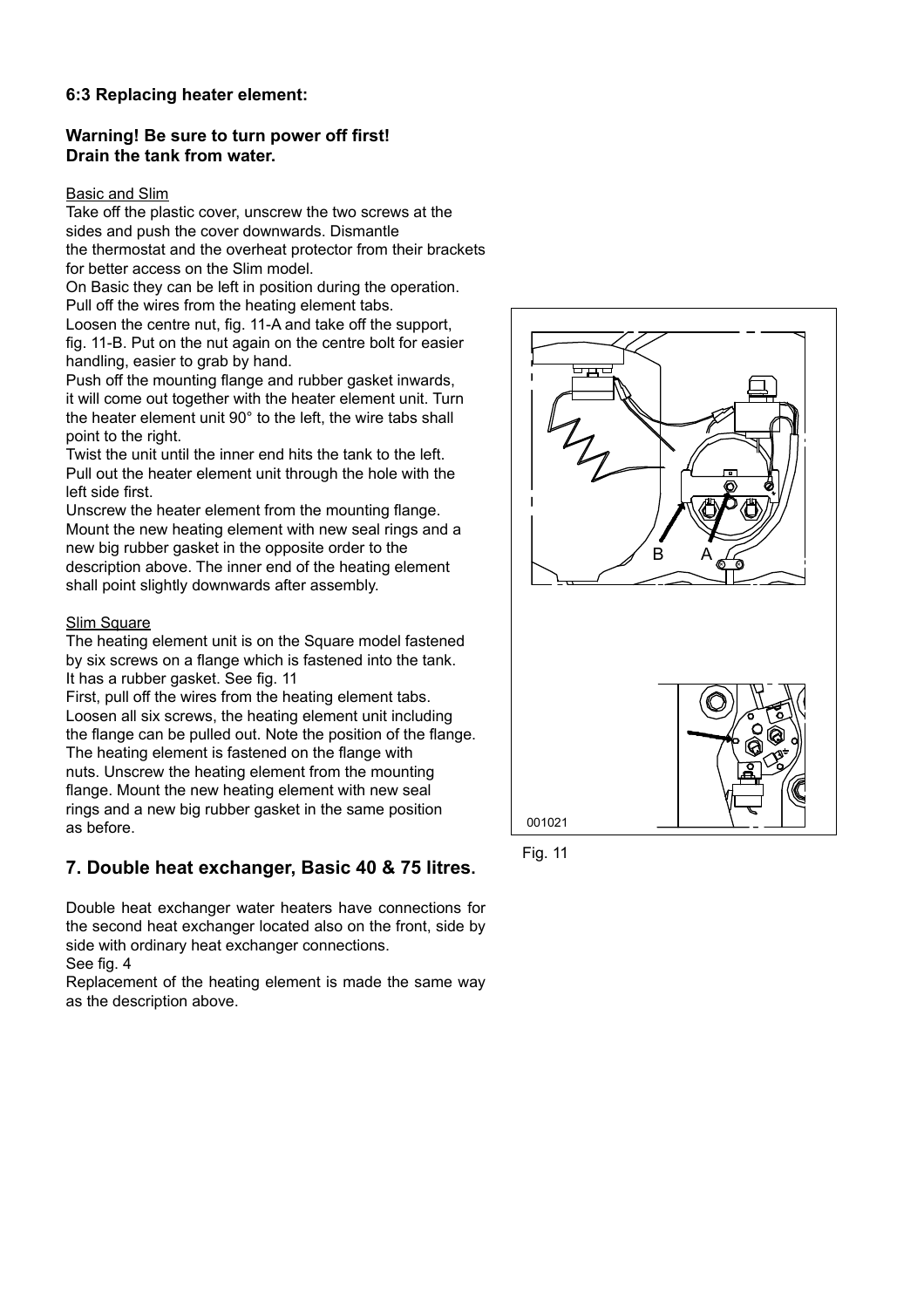### 6:3 Replacing heater element:

**Warning! Be sure to turn power off first!**
**Drain the tank from water.**

Basic and Slim

Take off the plastic cover, unscrew the two screws at the sides and push the cover downwards. Dismantle the thermostat and the overheat protector from their brackets for better access on the Slim model.
On Basic they can be left in position during the operation.
Pull off the wires from the heating element tabs.
Loosen the centre nut, fig. 11-A and take off the support, fig. 11-B. Put on the nut again on the centre bolt for easier handling, easier to grab by hand.
Push off the mounting flange and rubber gasket inwards, it will come out together with the heater element unit. Turn the heater element unit 90° to the left, the wire tabs shall point to the right.
Twist the unit until the inner end hits the tank to the left.
Pull out the heater element unit through the hole with the left side first.
Unscrew the heater element from the mounting flange.
Mount the new heating element with new seal rings and a new big rubber gasket in the opposite order to the description above. The inner end of the heating element shall point slightly downwards after assembly.

Slim Square

The heating element unit is on the Square model fastened by six screws on a flange which is fastened into the tank.
It has a rubber gasket. See fig. 11
First, pull off the wires from the heating element tabs.
Loosen all six screws, the heating element unit including the flange can be pulled out. Note the position of the flange.
The heating element is fastened on the flange with nuts. Unscrew the heating element from the mounting flange. Mount the new heating element with new seal rings and a new big rubber gasket in the same position as before.

Fig. 11

## 7. Double heat exchanger, Basic 40 & 75 litres.

Double heat exchanger water heaters have connections for the second heat exchanger located also on the front, side by side with ordinary heat exchanger connections.
See fig. 4

Replacement of the heating element is made the same way as the description above.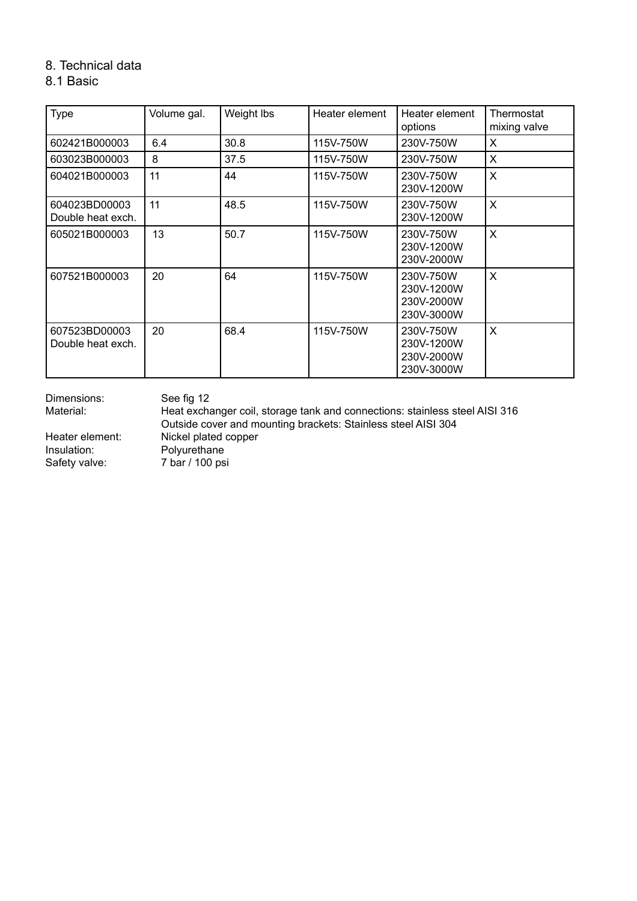# 8. Technical data

## 8.1 Basic

| Type | Volume gal. | Weight lbs | Heater element | Heater element options | Thermostat mixing valve |
|---|---|---|---|---|---|
| 602421B000003 | 6.4 | 30.8 | 115V-750W | 230V-750W | X |
| 603023B000003 | 8 | 37.5 | 115V-750W | 230V-750W | X |
| 604021B000003 | 11 | 44 | 115V-750W | 230V-750W<br>230V-1200W | X |
| 604023BD00003<br>Double heat exch. | 11 | 48.5 | 115V-750W | 230V-750W<br>230V-1200W | X |
| 605021B000003 | 13 | 50.7 | 115V-750W | 230V-750W<br>230V-1200W<br>230V-2000W | X |
| 607521B000003 | 20 | 64 | 115V-750W | 230V-750W<br>230V-1200W<br>230V-2000W<br>230V-3000W | X |
| 607523BD00003<br>Double heat exch. | 20 | 68.4 | 115V-750W | 230V-750W<br>230V-1200W<br>230V-2000W<br>230V-3000W | X |

Dimensions: See fig 12

Material: Heat exchanger coil, storage tank and connections: stainless steel AISI 316
Outside cover and mounting brackets: Stainless steel AISI 304

Heater element: Nickel plated copper

Insulation: Polyurethane

Safety valve: 7 bar / 100 psi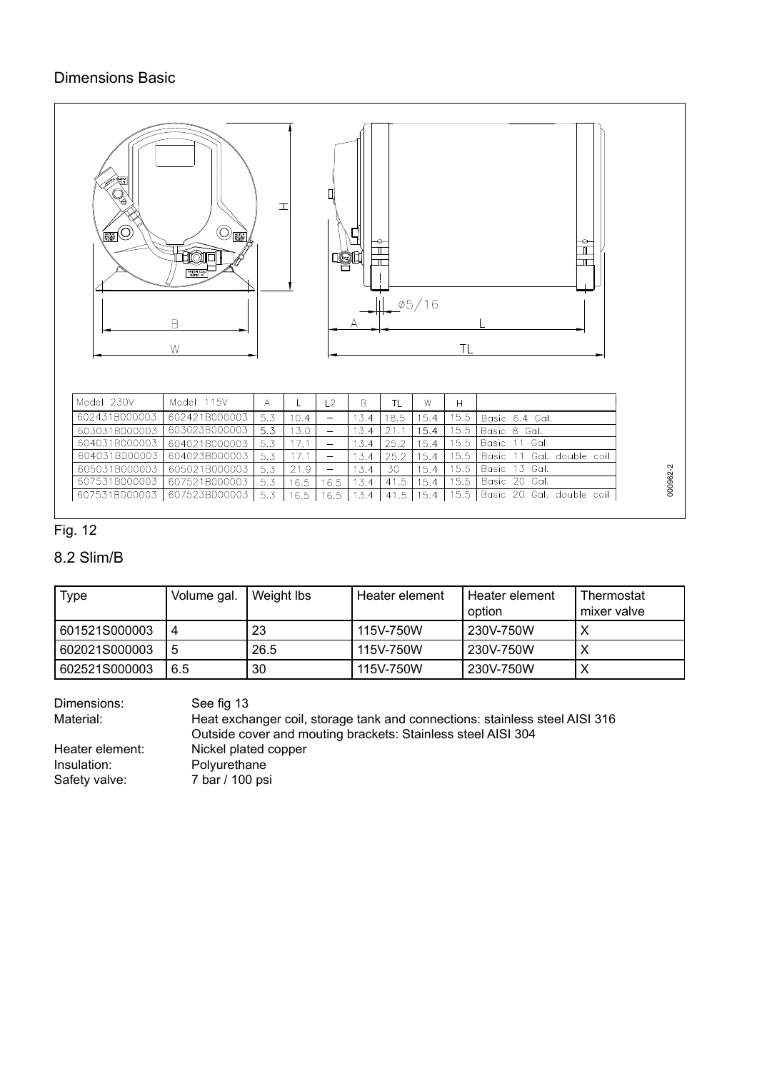Dimensions Basic

| Model 230V | Model 115V | A | L | L2 | B | TL | W | H | |
|---|---|---|---|---|---|---|---|---|---|
| 602431B000003 | 602421B000003 | 5.3 | 10.4 | – | 13.4 | 18.5 | 15.4 | 15.5 | Basic 6.4 Gal. |
| 603031B000003 | 603023B000003 | 5.3 | 13.0 | – | 13.4 | 21.1 | 15.4 | 15.5 | Basic 8 Gal. |
| 604031B000003 | 604021B000003 | 5.3 | 17.1 | – | 13.4 | 25.2 | 15.4 | 15.5 | Basic 11 Gal. |
| 604031BD00003 | 604023BD00003 | 5.3 | 17.1 | – | 13.4 | 25.2 | 15.4 | 15.5 | Basic 11 Gal. double coil |
| 605031B000003 | 605021B000003 | 5.3 | 21.9 | – | 13.4 | 30 | 15.4 | 15.5 | Basic 13 Gal. |
| 607531B000003 | 607521B000003 | 5.3 | 16.5 | 16.5 | 13.4 | 41.5 | 15.4 | 15.5 | Basic 20 Gal. |
| 607531BD00003 | 607523BD00003 | 5.3 | 16.5 | 16.5 | 13.4 | 41.5 | 15.4 | 15.5 | Basic 20 Gal. double coil |

Fig. 12

## 8.2 Slim/B

| Type | Volume gal. | Weight lbs | Heater element | Heater element option | Thermostat mixer valve |
|---|---|---|---|---|---|
| 601521S000003 | 4 | 23 | 115V-750W | 230V-750W | X |
| 602021S000003 | 5 | 26.5 | 115V-750W | 230V-750W | X |
| 602521S000003 | 6.5 | 30 | 115V-750W | 230V-750W | X |

Dimensions: See fig 13
Material: Heat exchanger coil, storage tank and connections: stainless steel AISI 316
Outside cover and mouting brackets: Stainless steel AISI 304
Heater element: Nickel plated copper
Insulation: Polyurethane
Safety valve: 7 bar / 100 psi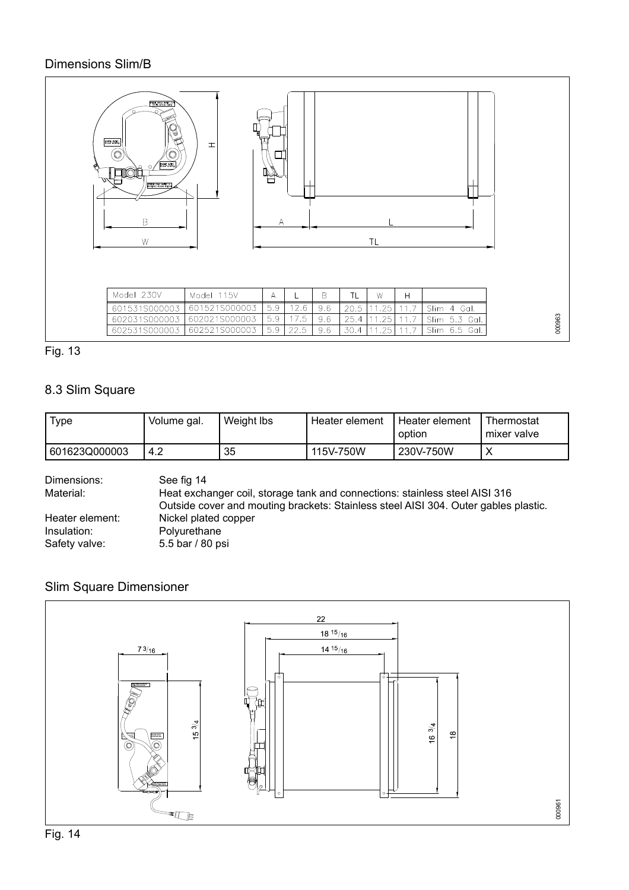## Dimensions Slim/B

B

W

H

A

L

TL

| Model 230V | Model 115V | A | L | B | TL | W | H | |
|---|---|---|---|---|---|---|---|---|
| 601531S000003 | 601521S000003 | 5.9 | 12.6 | 9.6 | 20.5 | 11.25 | 11.7 | Slim 4 Gal. |
| 602031S000003 | 602021S000003 | 5.9 | 17.5 | 9.6 | 25.4 | 11.25 | 11.7 | Slim 5.3 Gal. |
| 602531S000003 | 602521S000003 | 5.9 | 22.5 | 9.6 | 30.4 | 11.25 | 11.7 | Slim 6.5 Gal. |

000963

Fig. 13

## 8.3 Slim Square

| Type | Volume gal. | Weight lbs | Heater element | Heater element option | Thermostat mixer valve |
|---|---|---|---|---|---|
| 601623Q000003 | 4.2 | 35 | 115V-750W | 230V-750W | X |

Dimensions: See fig 14

Material: Heat exchanger coil, storage tank and connections: stainless steel AISI 316
Outside cover and mouting brackets: Stainless steel AISI 304. Outer gables plastic.

Heater element: Nickel plated copper

Insulation: Polyurethane

Safety valve: 5.5 bar / 80 psi

## Slim Square Dimensioner

22

18 15/16

14 15/16

7 3/16

15 3/4

16 3/4

18

000961

Fig. 14